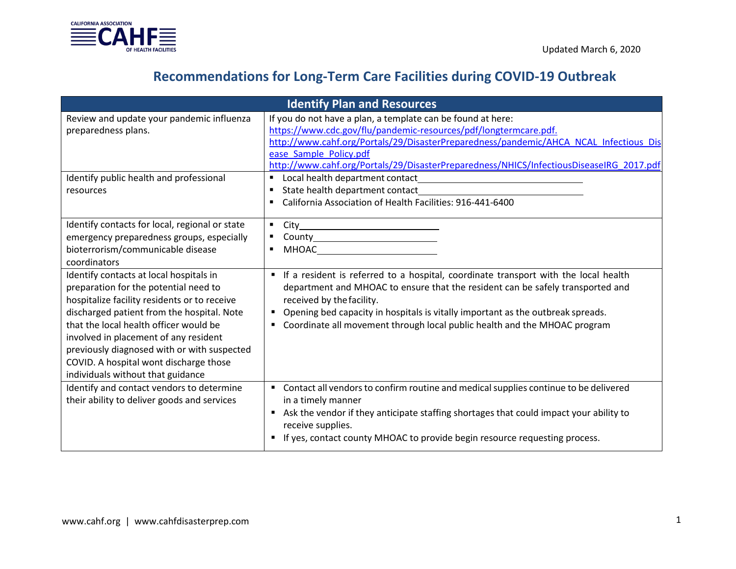CALIFORNIA ASSOCIATION CAHF OF HEALTH FACILITIES

Updated March 6, 2020

# Recommendations for Long-Term Care Facilities during COVID-19 Outbreak

| Identify Plan and Resources | |
|---|---|
| Review and update your pandemic influenza preparedness plans. | If you do not have a plan, a template can be found at here: https://www.cdc.gov/flu/pandemic-resources/pdf/longtermcare.pdf. http://www.cahf.org/Portals/29/DisasterPreparedness/pandemic/AHCA_NCAL_Infectious_Disease_Sample_Policy.pdf http://www.cahf.org/Portals/29/DisasterPreparedness/NHICS/InfectiousDiseaseIRG_2017.pdf |
| Identify public health and professional resources | ▪ Local health department contact\_\_\_\_\_\_\_\_\_\_\_\_\_\_\_\_\_\_\_\_ <br> ▪ State health department contact\_\_\_\_\_\_\_\_\_\_\_\_\_\_\_\_\_\_\_\_ <br> ▪ California Association of Health Facilities: 916-441-6400 |
| Identify contacts for local, regional or state emergency preparedness groups, especially bioterrorism/communicable disease coordinators | ▪ City\_\_\_\_\_\_\_\_\_\_\_\_\_\_\_\_\_\_\_\_ <br> ▪ County\_\_\_\_\_\_\_\_\_\_\_\_\_\_\_\_\_\_\_\_ <br> ▪ MHOAC\_\_\_\_\_\_\_\_\_\_\_\_\_\_\_\_\_\_\_\_ |
| Identify contacts at local hospitals in preparation for the potential need to hospitalize facility residents or to receive discharged patient from the hospital. Note that the local health officer would be involved in placement of any resident previously diagnosed with or with suspected COVID. A hospital wont discharge those individuals without that guidance | ▪ If a resident is referred to a hospital, coordinate transport with the local health department and MHOAC to ensure that the resident can be safely transported and received by the facility. <br> ▪ Opening bed capacity in hospitals is vitally important as the outbreak spreads. <br> ▪ Coordinate all movement through local public health and the MHOAC program |
| Identify and contact vendors to determine their ability to deliver goods and services | ▪ Contact all vendors to confirm routine and medical supplies continue to be delivered in a timely manner <br> ▪ Ask the vendor if they anticipate staffing shortages that could impact your ability to receive supplies. <br> ▪ If yes, contact county MHOAC to provide begin resource requesting process. |

www.cahf.org | www.cahfdisasterprep.com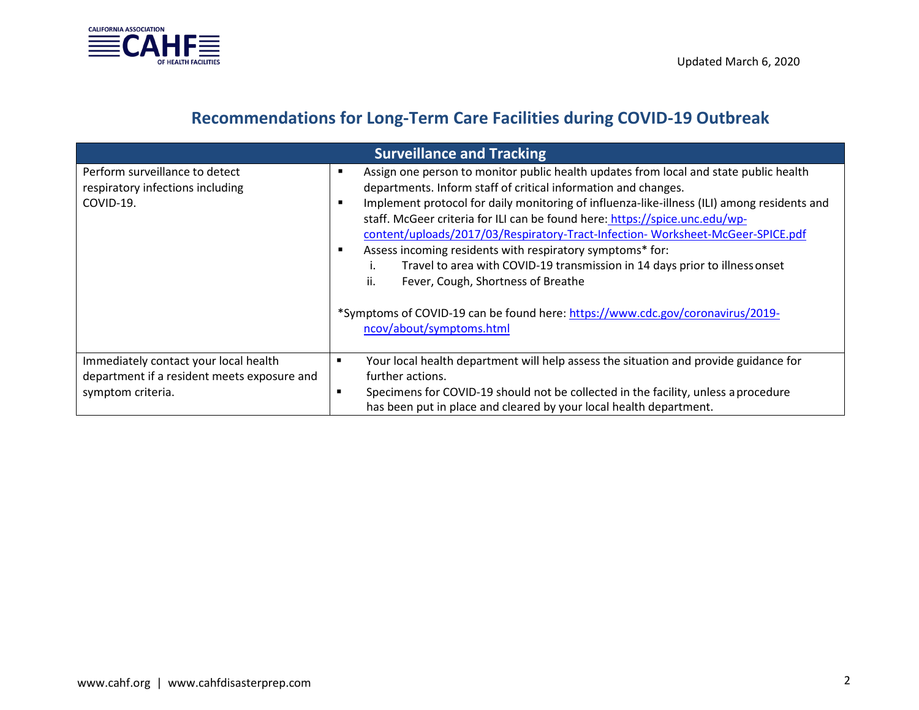## Recommendations for Long-Term Care Facilities during COVID-19 Outbreak

| Surveillance and Tracking | |
|---|---|
| Perform surveillance to detect respiratory infections including COVID-19. | ▪ Assign one person to monitor public health updates from local and state public health departments. Inform staff of critical information and changes.<br>▪ Implement protocol for daily monitoring of influenza-like-illness (ILI) among residents and staff. McGeer criteria for ILI can be found here: https://spice.unc.edu/wp-content/uploads/2017/03/Respiratory-Tract-Infection- Worksheet-McGeer-SPICE.pdf<br>▪ Assess incoming residents with respiratory symptoms* for:<br>i. Travel to area with COVID-19 transmission in 14 days prior to illness onset<br>ii. Fever, Cough, Shortness of Breathe<br><br>*Symptoms of COVID-19 can be found here: https://www.cdc.gov/coronavirus/2019-ncov/about/symptoms.html |
| Immediately contact your local health department if a resident meets exposure and symptom criteria. | ▪ Your local health department will help assess the situation and provide guidance for further actions.<br>▪ Specimens for COVID-19 should not be collected in the facility, unless a procedure has been put in place and cleared by your local health department. |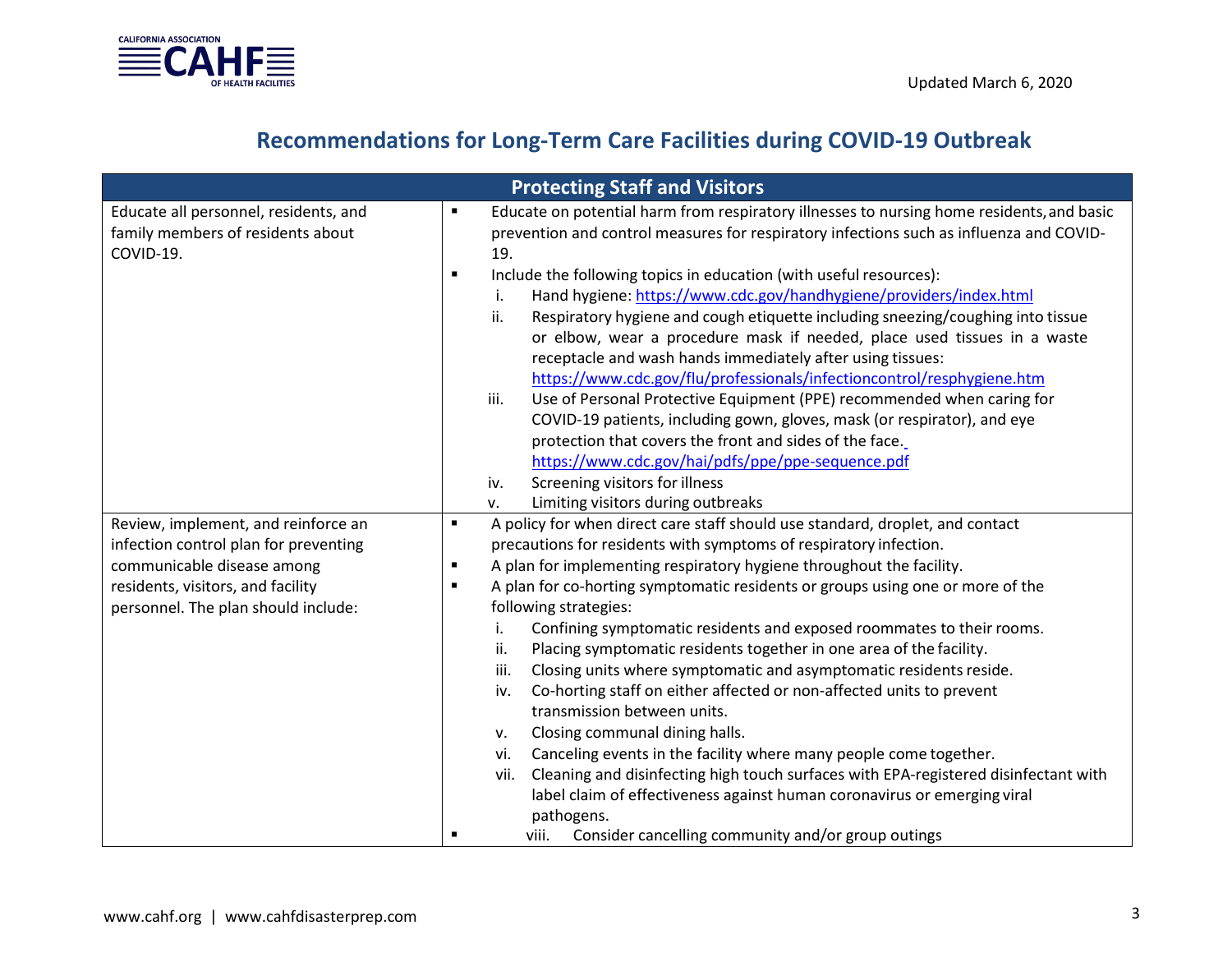| Protecting Staff and Visitors | |
|---|---|
| Educate all personnel, residents, and family members of residents about COVID-19. | ▪ Educate on potential harm from respiratory illnesses to nursing home residents, and basic prevention and control measures for respiratory infections such as influenza and COVID-19.<br>▪ Include the following topics in education (with useful resources):<br>i. Hand hygiene: https://www.cdc.gov/handhygiene/providers/index.html<br>ii. Respiratory hygiene and cough etiquette including sneezing/coughing into tissue or elbow, wear a procedure mask if needed, place used tissues in a waste receptacle and wash hands immediately after using tissues: https://www.cdc.gov/flu/professionals/infectioncontrol/resphygiene.htm<br>iii. Use of Personal Protective Equipment (PPE) recommended when caring for COVID-19 patients, including gown, gloves, mask (or respirator), and eye protection that covers the front and sides of the face. https://www.cdc.gov/hai/pdfs/ppe/ppe-sequence.pdf<br>iv. Screening visitors for illness<br>v. Limiting visitors during outbreaks |
| Review, implement, and reinforce an infection control plan for preventing communicable disease among residents, visitors, and facility personnel. The plan should include: | ▪ A policy for when direct care staff should use standard, droplet, and contact precautions for residents with symptoms of respiratory infection.<br>▪ A plan for implementing respiratory hygiene throughout the facility.<br>▪ A plan for co-horting symptomatic residents or groups using one or more of the following strategies:<br>i. Confining symptomatic residents and exposed roommates to their rooms.<br>ii. Placing symptomatic residents together in one area of the facility.<br>iii. Closing units where symptomatic and asymptomatic residents reside.<br>iv. Co-horting staff on either affected or non-affected units to prevent transmission between units.<br>v. Closing communal dining halls.<br>vi. Canceling events in the facility where many people come together.<br>vii. Cleaning and disinfecting high touch surfaces with EPA-registered disinfectant with label claim of effectiveness against human coronavirus or emerging viral pathogens.<br>▪ viii. Consider cancelling community and/or group outings |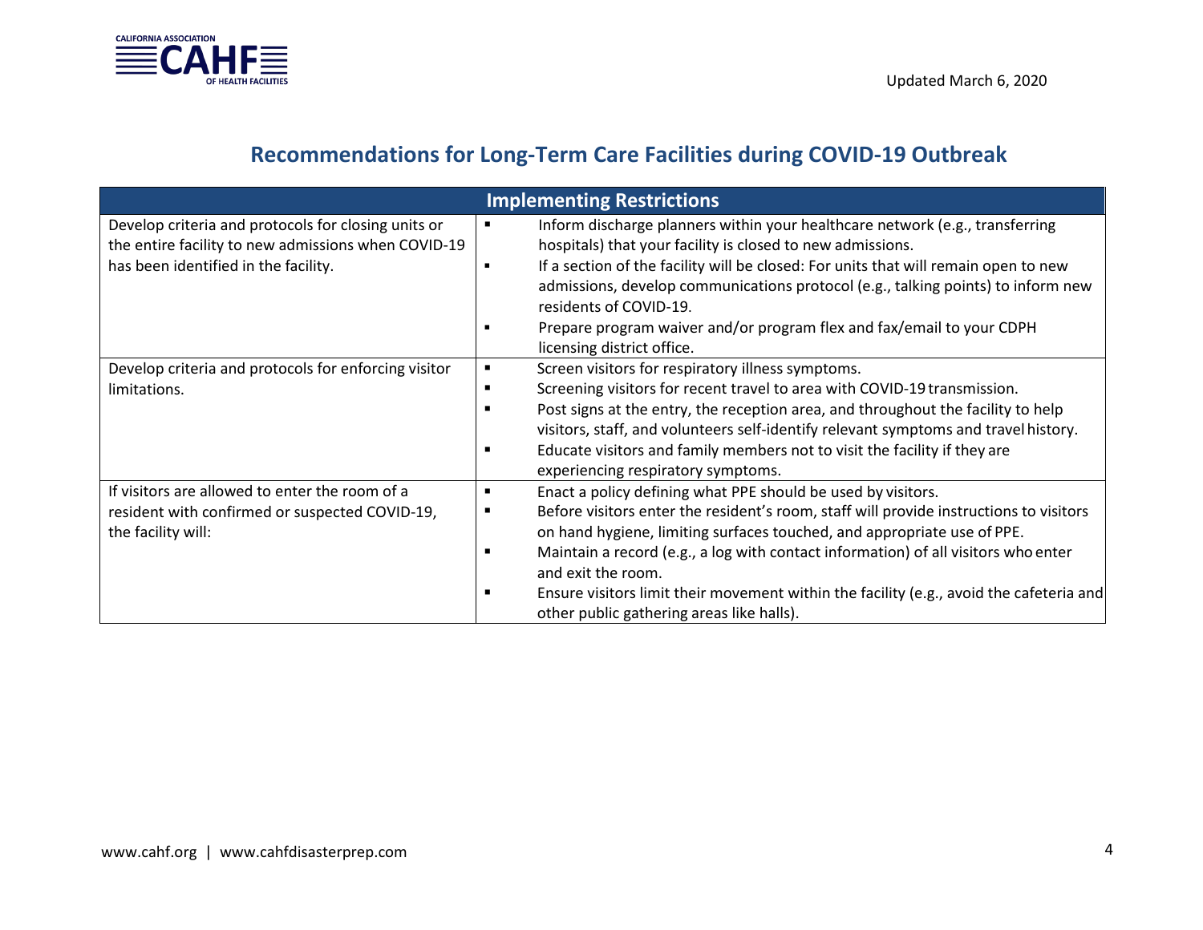## Recommendations for Long-Term Care Facilities during COVID-19 Outbreak

| Implementing Restrictions | |
|---|---|
| Develop criteria and protocols for closing units or the entire facility to new admissions when COVID-19 has been identified in the facility. | ▪ Inform discharge planners within your healthcare network (e.g., transferring hospitals) that your facility is closed to new admissions.<br>▪ If a section of the facility will be closed: For units that will remain open to new admissions, develop communications protocol (e.g., talking points) to inform new residents of COVID-19.<br>▪ Prepare program waiver and/or program flex and fax/email to your CDPH licensing district office. |
| Develop criteria and protocols for enforcing visitor limitations. | ▪ Screen visitors for respiratory illness symptoms.<br>▪ Screening visitors for recent travel to area with COVID-19 transmission.<br>▪ Post signs at the entry, the reception area, and throughout the facility to help visitors, staff, and volunteers self-identify relevant symptoms and travel history.<br>▪ Educate visitors and family members not to visit the facility if they are experiencing respiratory symptoms. |
| If visitors are allowed to enter the room of a resident with confirmed or suspected COVID-19, the facility will: | ▪ Enact a policy defining what PPE should be used by visitors.<br>▪ Before visitors enter the resident's room, staff will provide instructions to visitors on hand hygiene, limiting surfaces touched, and appropriate use of PPE.<br>▪ Maintain a record (e.g., a log with contact information) of all visitors who enter and exit the room.<br>▪ Ensure visitors limit their movement within the facility (e.g., avoid the cafeteria and other public gathering areas like halls). |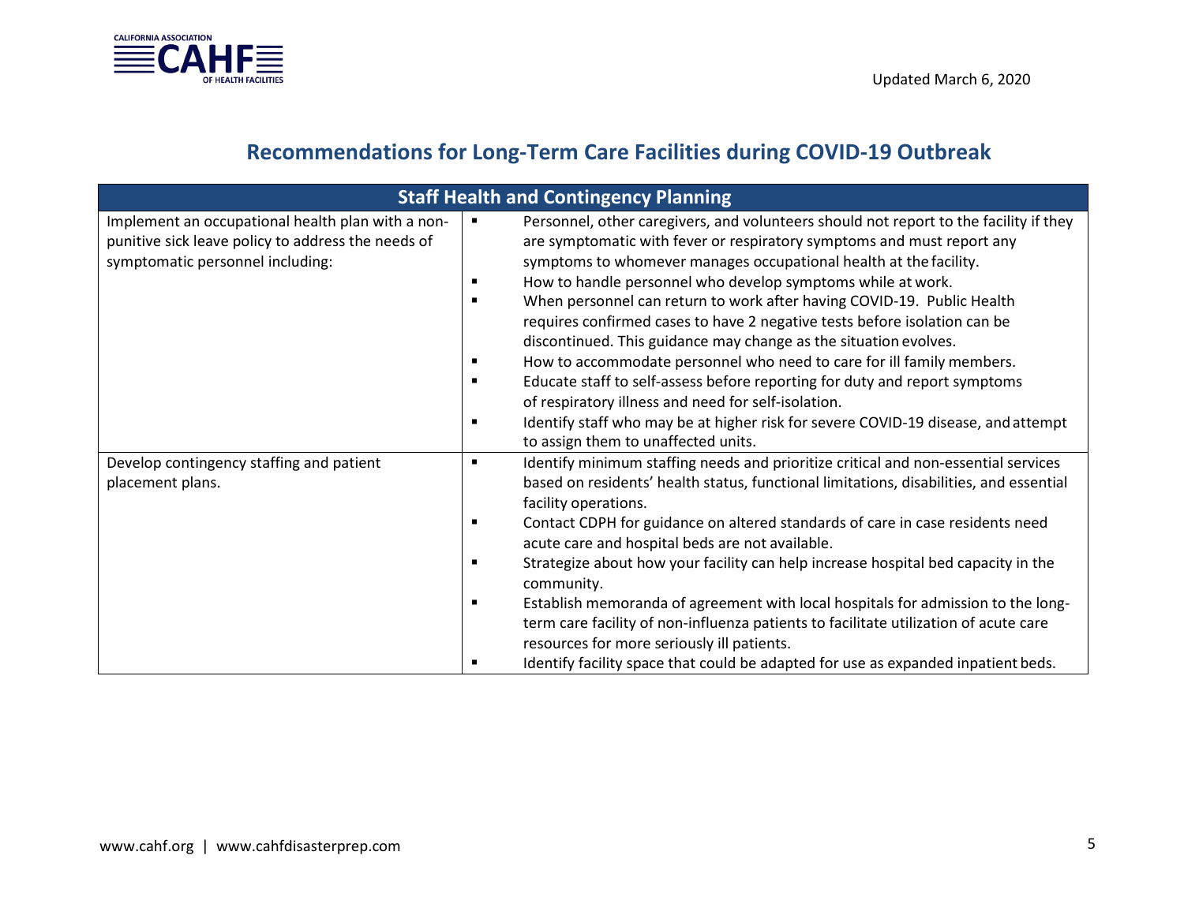Updated March 6, 2020

## Recommendations for Long-Term Care Facilities during COVID-19 Outbreak

| Staff Health and Contingency Planning | |
|---|---|
| Implement an occupational health plan with a non-punitive sick leave policy to address the needs of symptomatic personnel including: | ▪ Personnel, other caregivers, and volunteers should not report to the facility if they are symptomatic with fever or respiratory symptoms and must report any symptoms to whomever manages occupational health at the facility.<br>▪ How to handle personnel who develop symptoms while at work.<br>▪ When personnel can return to work after having COVID-19. Public Health requires confirmed cases to have 2 negative tests before isolation can be discontinued. This guidance may change as the situation evolves.<br>▪ How to accommodate personnel who need to care for ill family members.<br>▪ Educate staff to self-assess before reporting for duty and report symptoms of respiratory illness and need for self-isolation.<br>▪ Identify staff who may be at higher risk for severe COVID-19 disease, and attempt to assign them to unaffected units. |
| Develop contingency staffing and patient placement plans. | ▪ Identify minimum staffing needs and prioritize critical and non-essential services based on residents' health status, functional limitations, disabilities, and essential facility operations.<br>▪ Contact CDPH for guidance on altered standards of care in case residents need acute care and hospital beds are not available.<br>▪ Strategize about how your facility can help increase hospital bed capacity in the community.<br>▪ Establish memoranda of agreement with local hospitals for admission to the long-term care facility of non-influenza patients to facilitate utilization of acute care resources for more seriously ill patients.<br>▪ Identify facility space that could be adapted for use as expanded inpatient beds. |

www.cahf.org | www.cahfdisasterprep.com